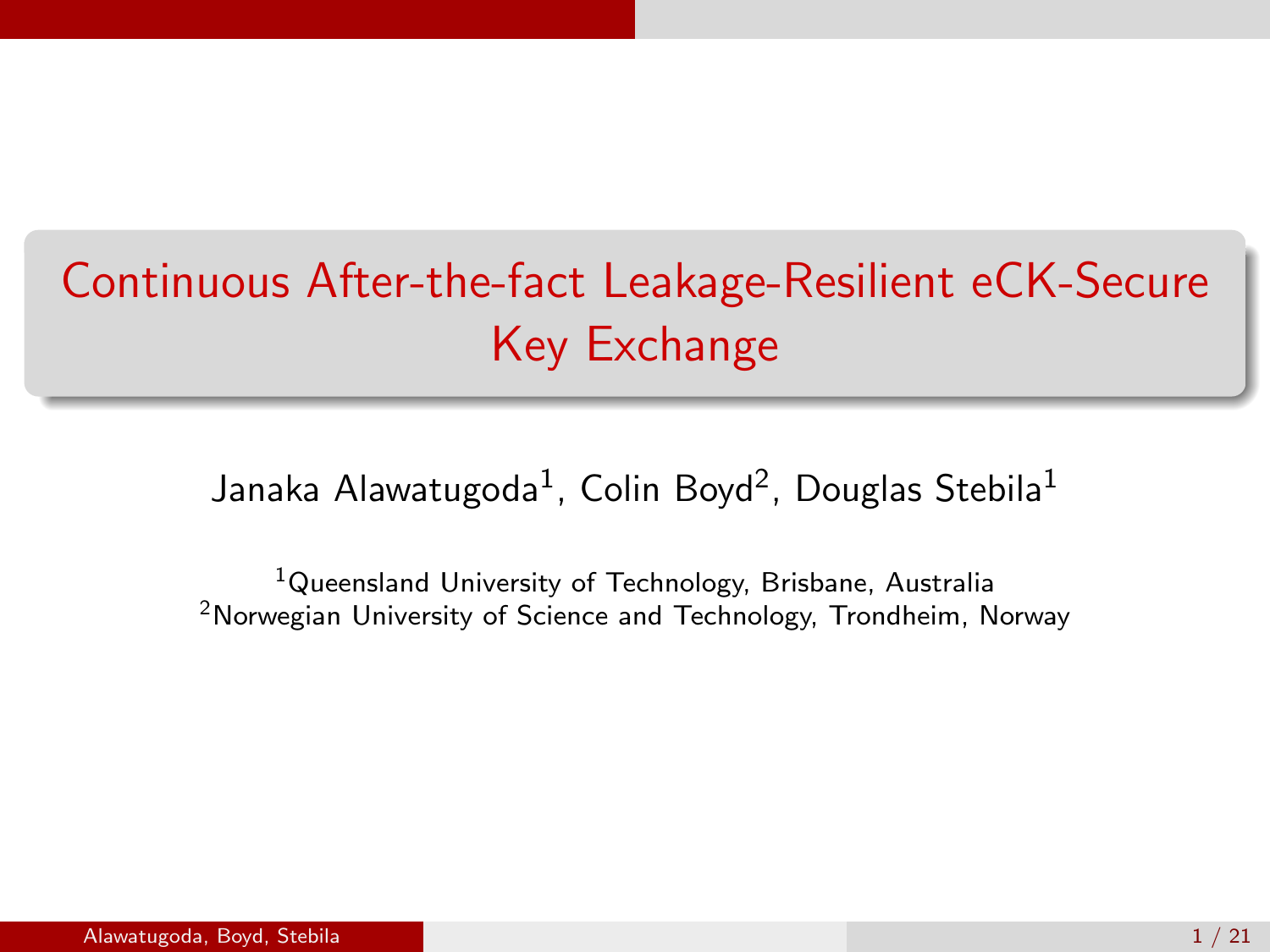# Continuous After-the-fact Leakage-Resilient eCK-Secure Key Exchange

Janaka Alawatugoda[1], Colin Boyd[2], Douglas Stebila[1]

[1]Queensland University of Technology, Brisbane, Australia
[2]Norwegian University of Science and Technology, Trondheim, Norway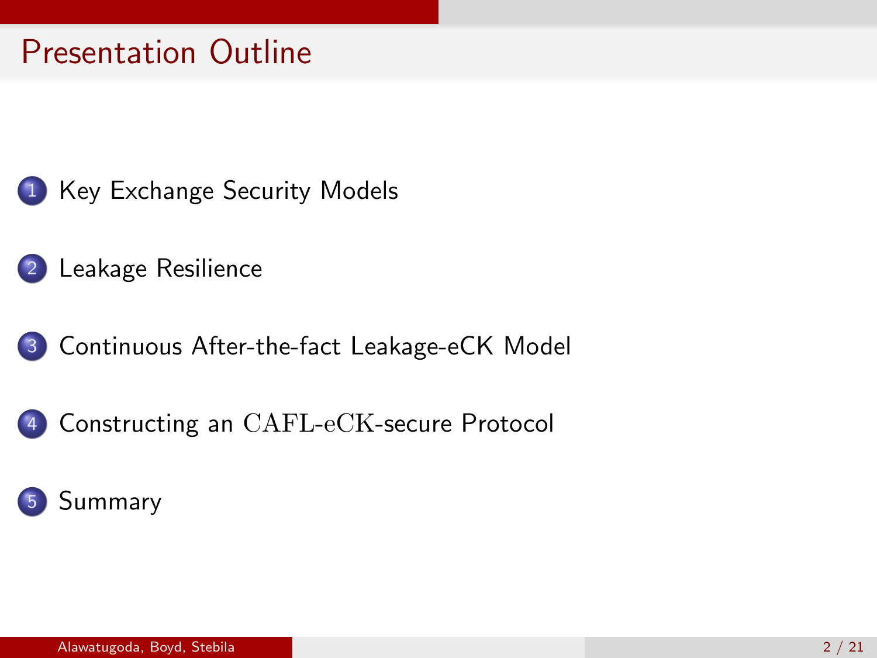# Presentation Outline

1. Key Exchange Security Models
2. Leakage Resilience
3. Continuous After-the-fact Leakage-eCK Model
4. Constructing an $\mathrm{CAFL\text{-}eCK}$-secure Protocol
5. Summary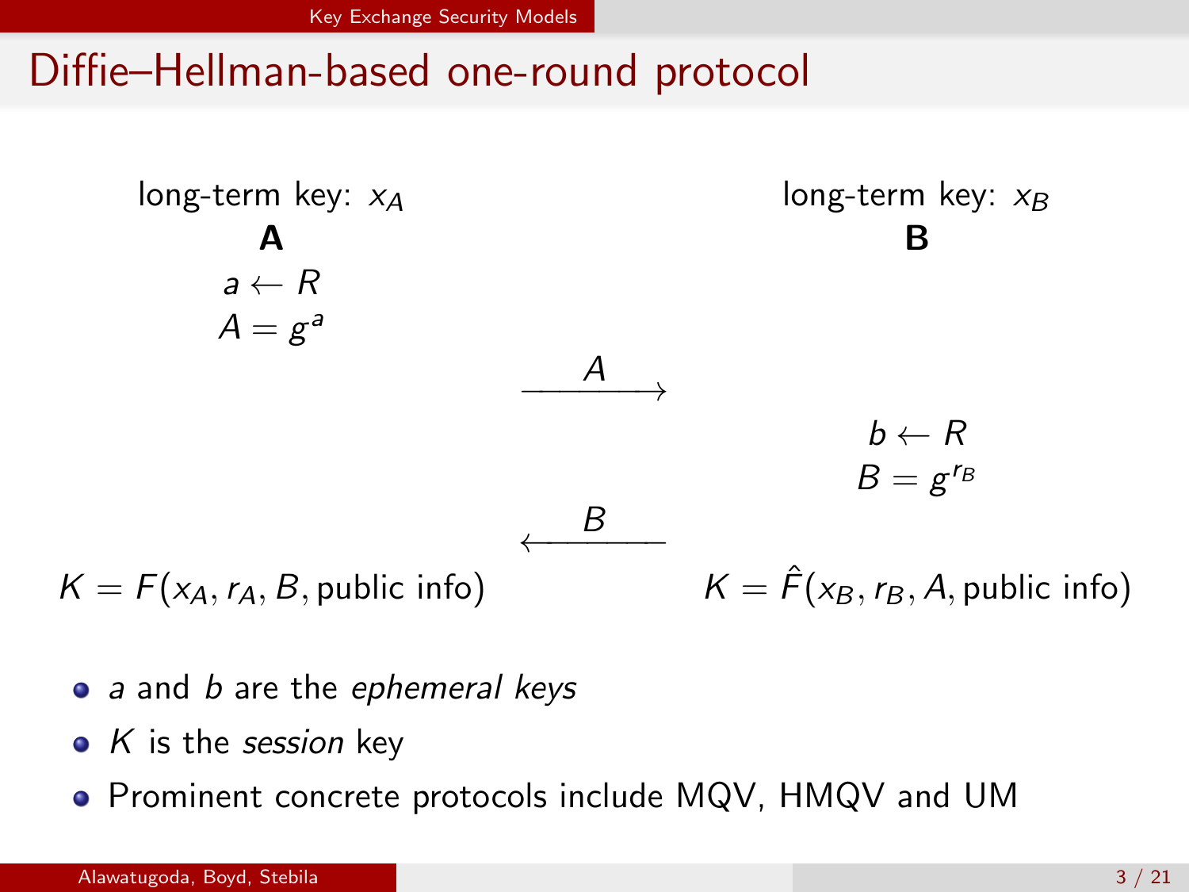# Diffie–Hellman-based one-round protocol

| long-term key: $x_A$ | | long-term key: $x_B$ |
|---|---|---|
| **A** | | **B** |
| $a \leftarrow R$ | | |
| $A = g^a$ | | |
| | $\xrightarrow{\quad A \quad}$ | |
| | | $b \leftarrow R$ |
| | | $B = g^{r_B}$ |
| | $\xleftarrow{\quad B \quad}$ | |
| $K = F(x_A, r_A, B, \text{public info})$ | | $K = \hat{F}(x_B, r_B, A, \text{public info})$ |

- $a$ and $b$ are the *ephemeral keys*
- $K$ is the *session* key
- Prominent concrete protocols include MQV, HMQV and UM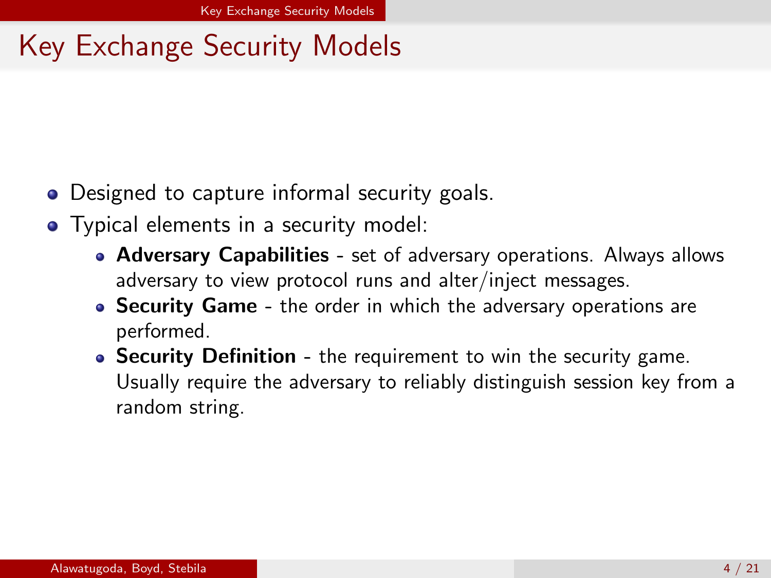# Key Exchange Security Models

- Designed to capture informal security goals.
- Typical elements in a security model:
  - **Adversary Capabilities** - set of adversary operations. Always allows adversary to view protocol runs and alter/inject messages.
  - **Security Game** - the order in which the adversary operations are performed.
  - **Security Definition** - the requirement to win the security game. Usually require the adversary to reliably distinguish session key from a random string.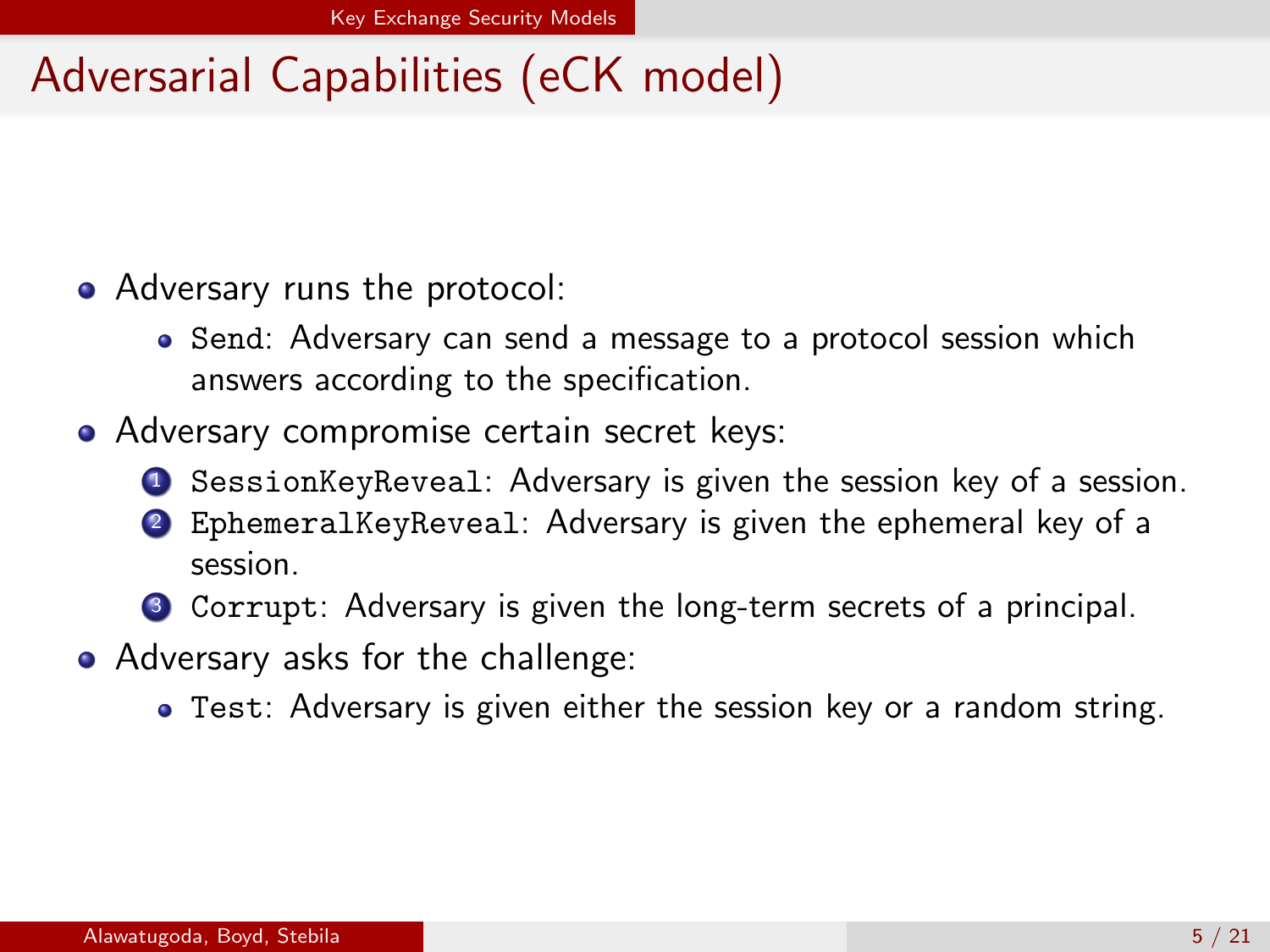# Adversarial Capabilities (eCK model)

- Adversary runs the protocol:
  - `Send`: Adversary can send a message to a protocol session which answers according to the specification.
- Adversary compromise certain secret keys:
  1. `SessionKeyReveal`: Adversary is given the session key of a session.
  2. `EphemeralKeyReveal`: Adversary is given the ephemeral key of a session.
  3. `Corrupt`: Adversary is given the long-term secrets of a principal.
- Adversary asks for the challenge:
  - `Test`: Adversary is given either the session key or a random string.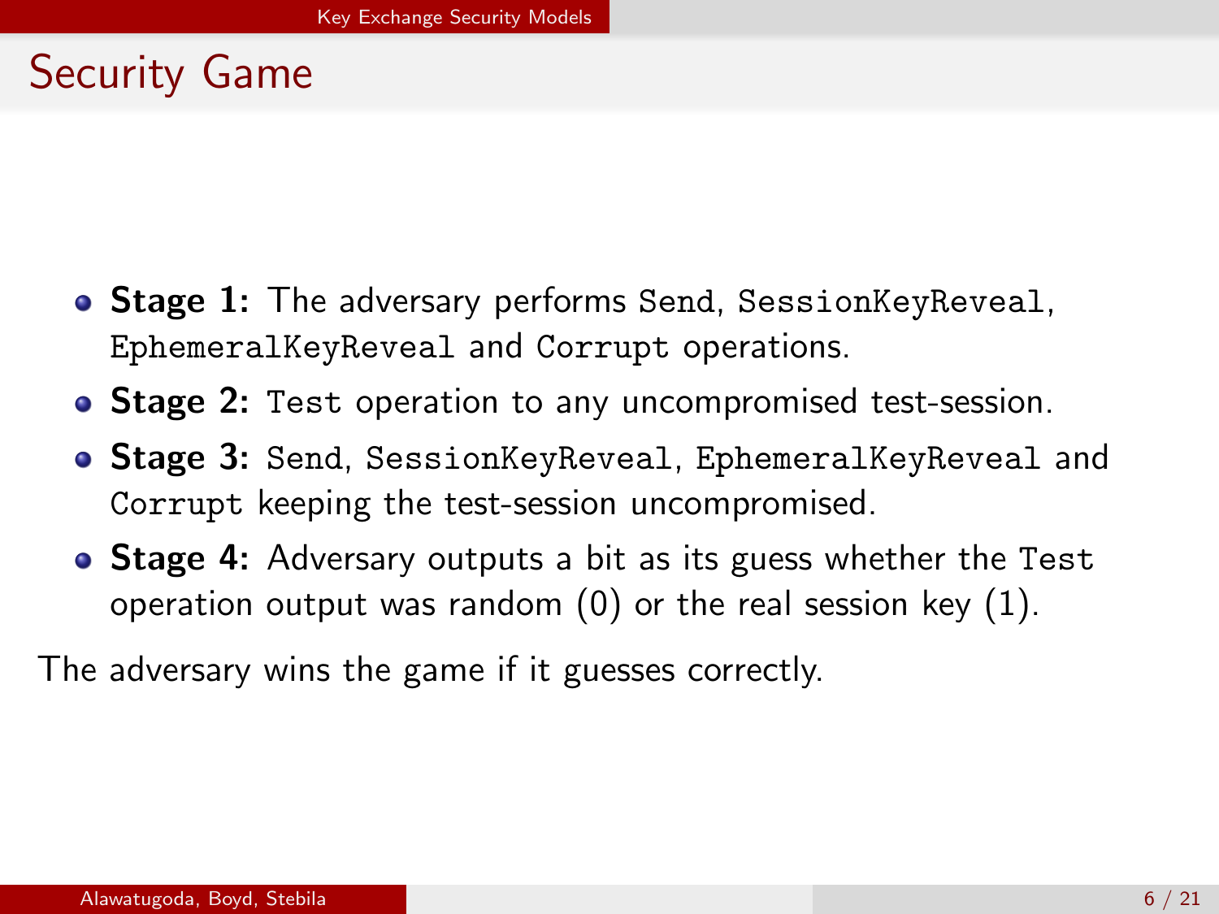# Security Game

- **Stage 1:** The adversary performs `Send`, `SessionKeyReveal`, `EphemeralKeyReveal` and `Corrupt` operations.
- **Stage 2:** `Test` operation to any uncompromised test-session.
- **Stage 3:** `Send`, `SessionKeyReveal`, `EphemeralKeyReveal` and `Corrupt` keeping the test-session uncompromised.
- **Stage 4:** Adversary outputs a bit as its guess whether the `Test` operation output was random (0) or the real session key (1).

The adversary wins the game if it guesses correctly.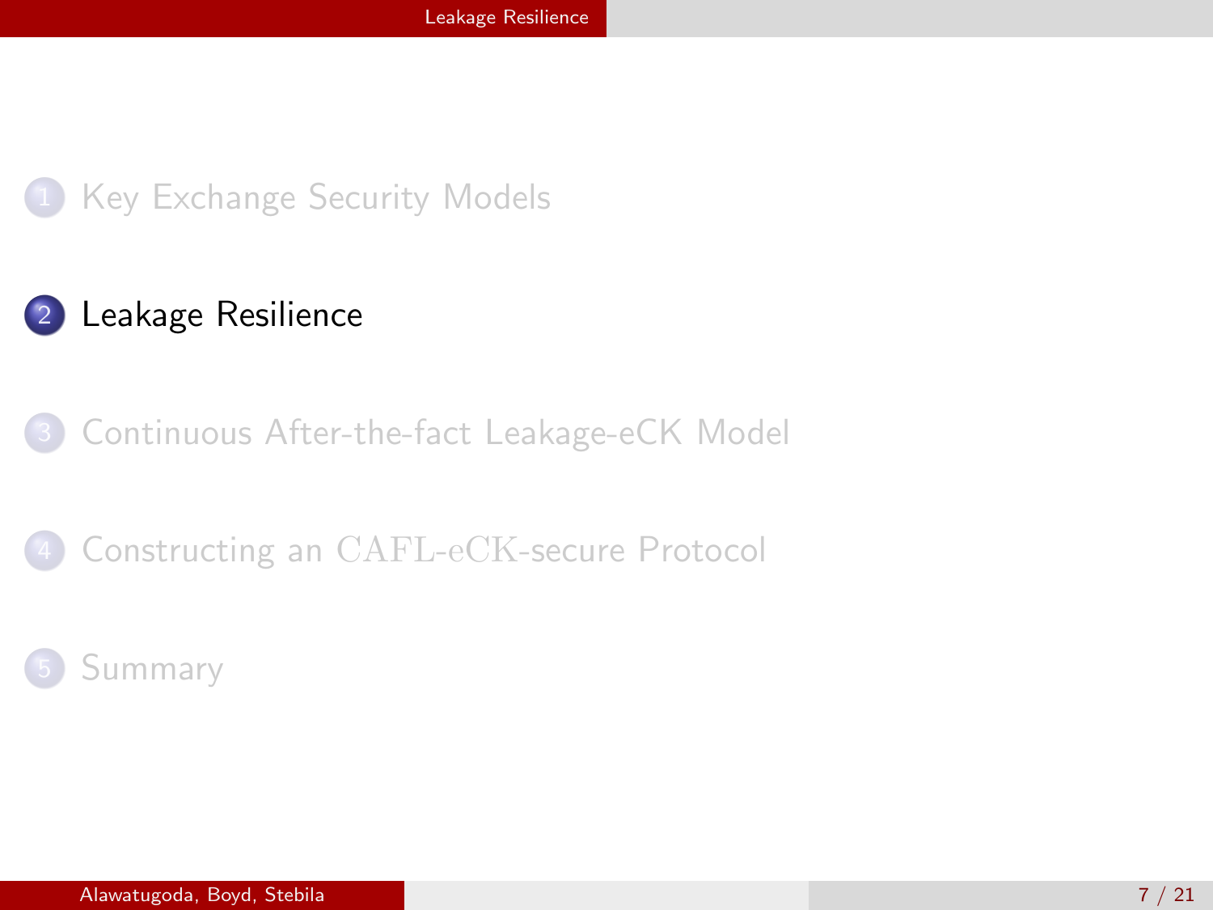1. Key Exchange Security Models
2. **Leakage Resilience**
3. Continuous After-the-fact Leakage-eCK Model
4. Constructing an CAFL-eCK-secure Protocol
5. Summary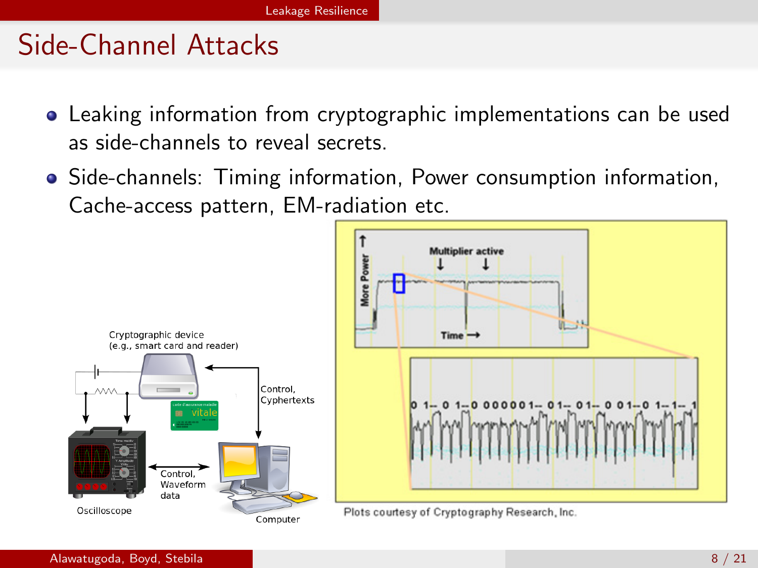# Side-Channel Attacks

- Leaking information from cryptographic implementations can be used as side-channels to reveal secrets.
- Side-channels: Timing information, Power consumption information, Cache-access pattern, EM-radiation etc.

Cryptographic device (e.g., smart card and reader)

Control, Cyphertexts

Oscilloscope

Control, Waveform data

Computer

Plots courtesy of Cryptography Research, Inc.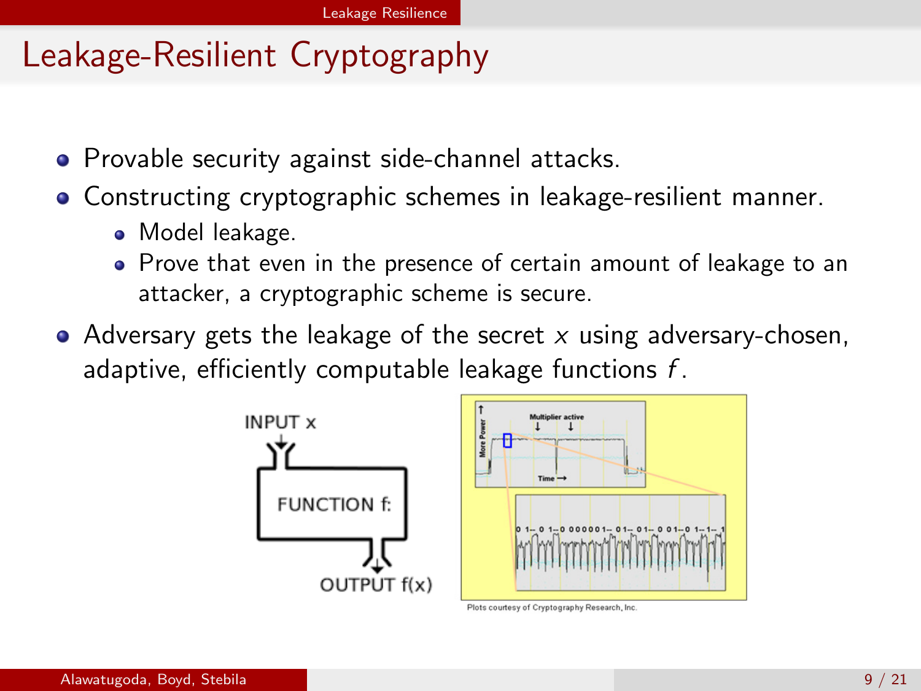# Leakage-Resilient Cryptography

- Provable security against side-channel attacks.
- Constructing cryptographic schemes in leakage-resilient manner.
  - Model leakage.
  - Prove that even in the presence of certain amount of leakage to an attacker, a cryptographic scheme is secure.
- Adversary gets the leakage of the secret $x$ using adversary-chosen, adaptive, efficiently computable leakage functions $f$.

Plots courtesy of Cryptography Research, Inc.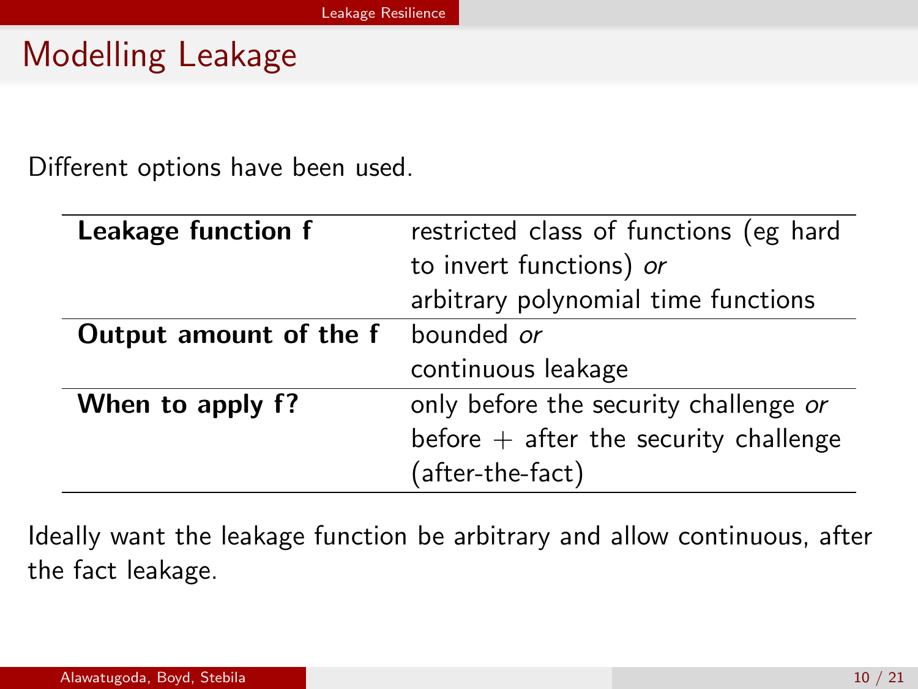# Modelling Leakage

Different options have been used.

| | |
|---|---|
| **Leakage function f** | restricted class of functions (eg hard to invert functions) *or* arbitrary polynomial time functions |
| **Output amount of the f** | bounded *or* continuous leakage |
| **When to apply f?** | only before the security challenge *or* before + after the security challenge (after-the-fact) |

Ideally want the leakage function be arbitrary and allow continuous, after the fact leakage.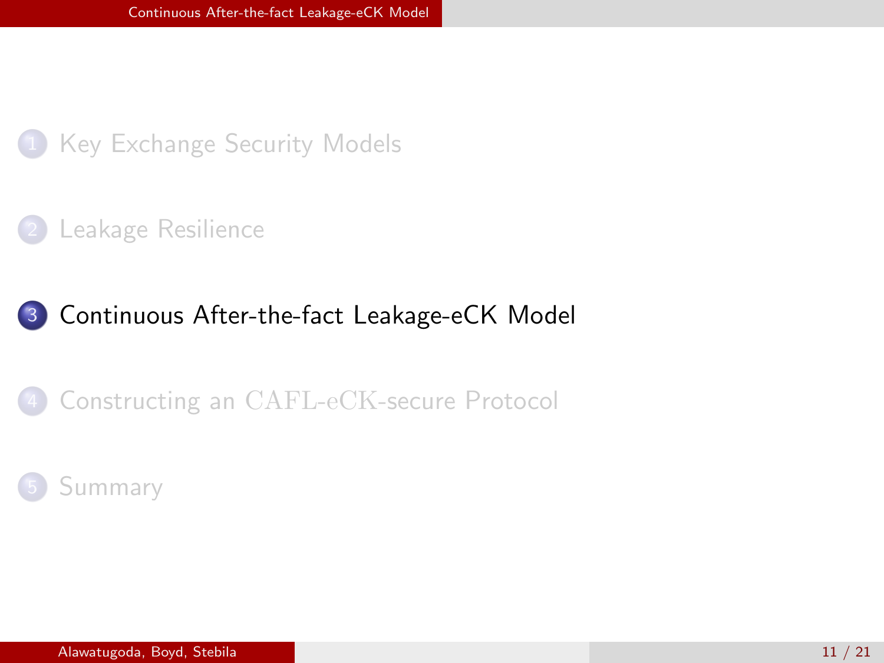1. Key Exchange Security Models
2. Leakage Resilience
3. **Continuous After-the-fact Leakage-eCK Model**
4. Constructing an $\mathrm{CAFL\text{-}eCK}$-secure Protocol
5. Summary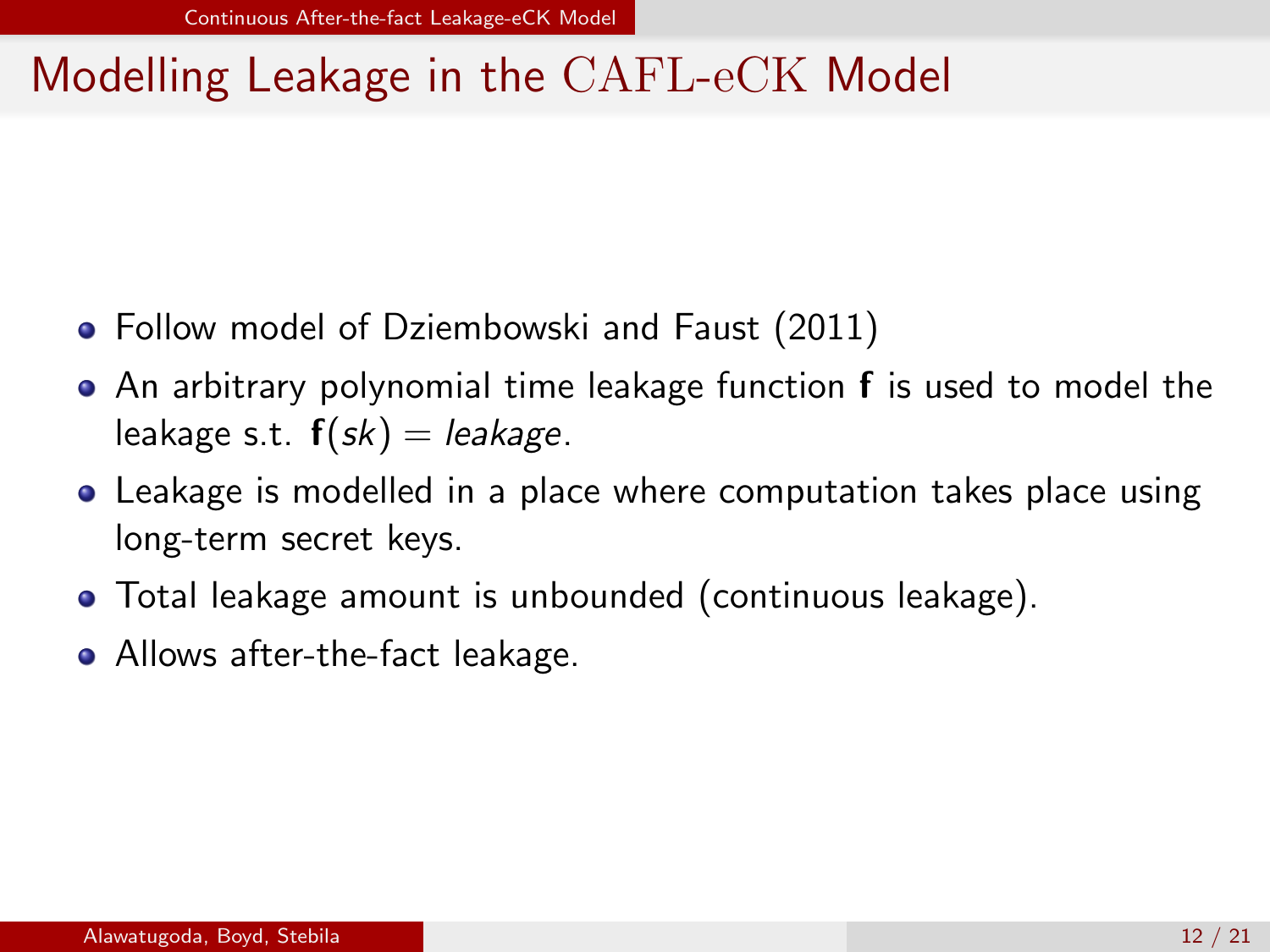# Modelling Leakage in the CAFL-eCK Model

- Follow model of Dziembowski and Faust (2011)
- An arbitrary polynomial time leakage function $\mathbf{f}$ is used to model the leakage s.t. $\mathbf{f}(sk) = leakage$.
- Leakage is modelled in a place where computation takes place using long-term secret keys.
- Total leakage amount is unbounded (continuous leakage).
- Allows after-the-fact leakage.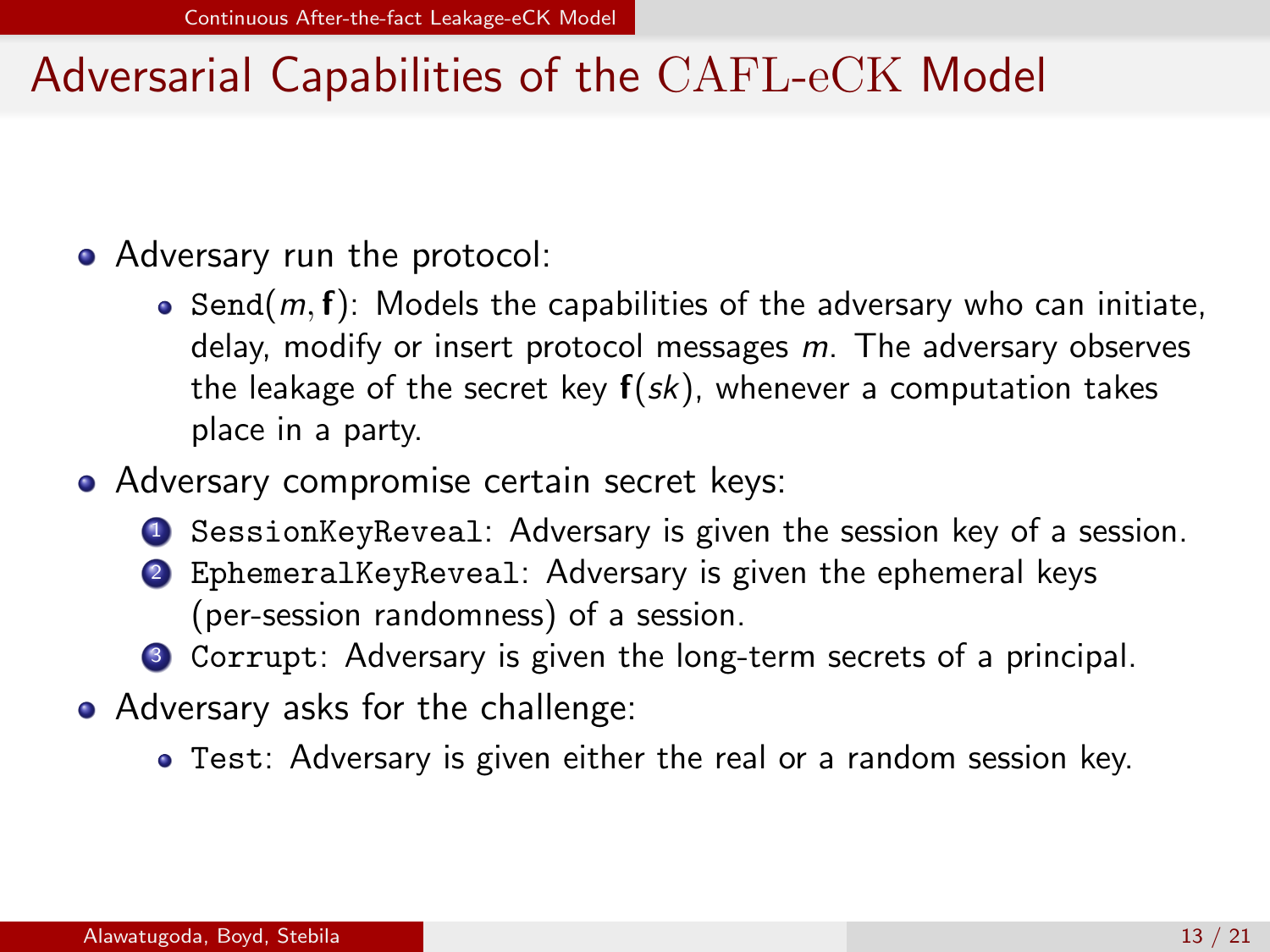# Adversarial Capabilities of the CAFL-eCK Model

- Adversary run the protocol:
  - `Send`($m$, $\mathbf{f}$): Models the capabilities of the adversary who can initiate, delay, modify or insert protocol messages $m$. The adversary observes the leakage of the secret key $\mathbf{f}(sk)$, whenever a computation takes place in a party.
- Adversary compromise certain secret keys:
  1. `SessionKeyReveal`: Adversary is given the session key of a session.
  2. `EphemeralKeyReveal`: Adversary is given the ephemeral keys (per-session randomness) of a session.
  3. `Corrupt`: Adversary is given the long-term secrets of a principal.
- Adversary asks for the challenge:
  - `Test`: Adversary is given either the real or a random session key.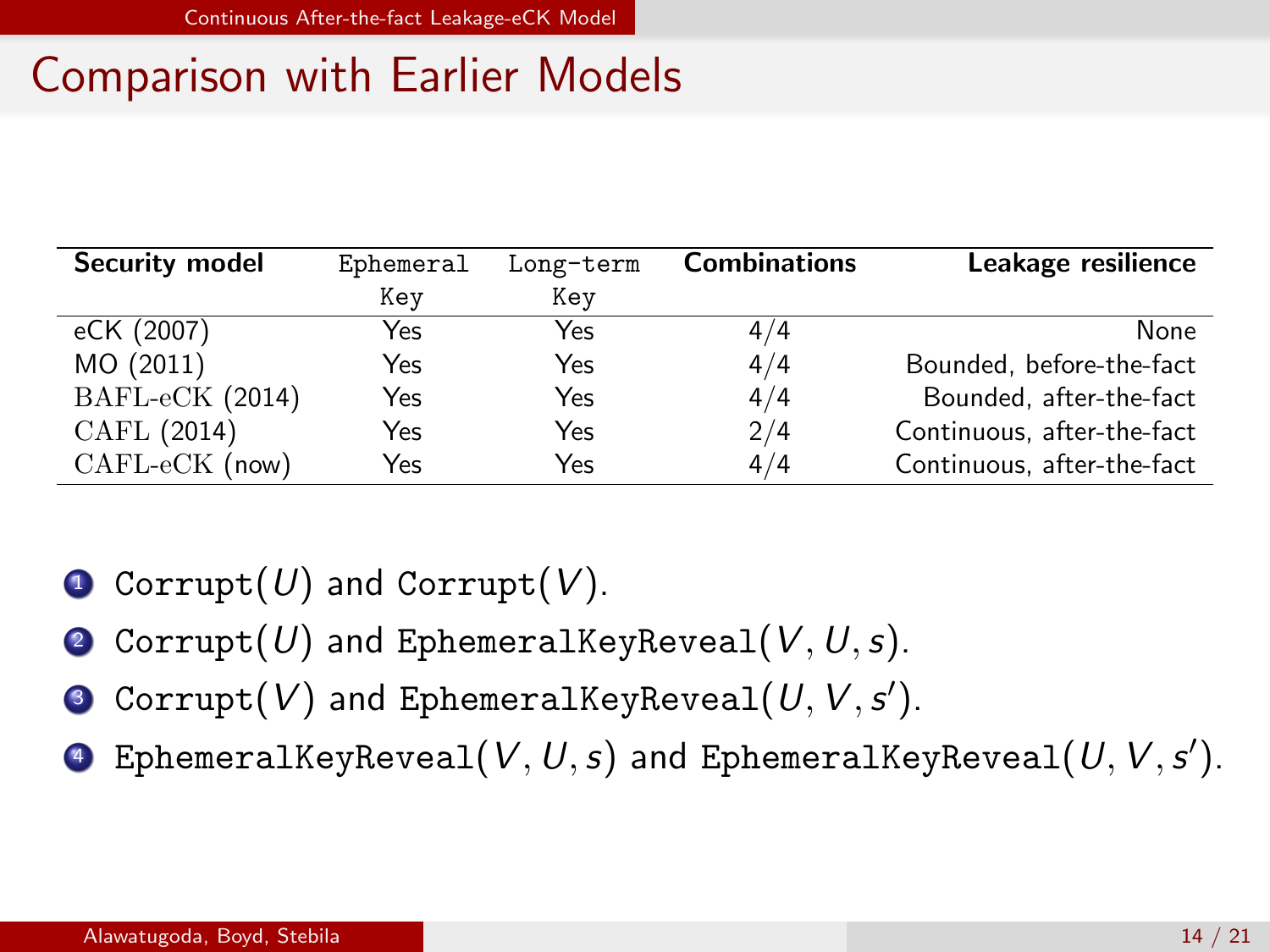# Comparison with Earlier Models

| Security model | Ephemeral Key | Long-term Key | Combinations | Leakage resilience |
|---|---|---|---|---|
| eCK (2007) | Yes | Yes | 4/4 | None |
| MO (2011) | Yes | Yes | 4/4 | Bounded, before-the-fact |
| BAFL-eCK (2014) | Yes | Yes | 4/4 | Bounded, after-the-fact |
| CAFL (2014) | Yes | Yes | 2/4 | Continuous, after-the-fact |
| CAFL-eCK (now) | Yes | Yes | 4/4 | Continuous, after-the-fact |

1. Corrupt($U$) and Corrupt($V$).
2. Corrupt($U$) and EphemeralKeyReveal($V, U, s$).
3. Corrupt($V$) and EphemeralKeyReveal($U, V, s'$).
4. EphemeralKeyReveal($V, U, s$) and EphemeralKeyReveal($U, V, s'$).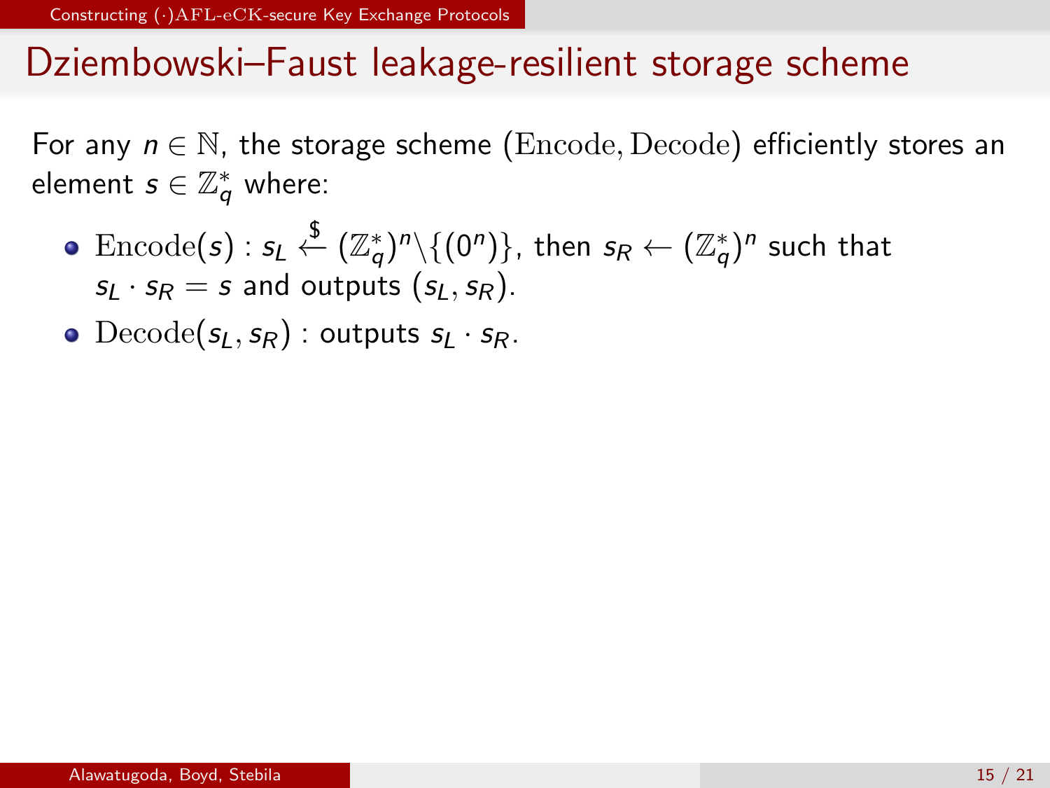# Dziembowski–Faust leakage-resilient storage scheme

For any $n \in \mathbb{N}$, the storage scheme $(\mathrm{Encode}, \mathrm{Decode})$ efficiently stores an element $s \in \mathbb{Z}_q^*$ where:

- $\mathrm{Encode}(s)$ : $s_L \xleftarrow{\$} (\mathbb{Z}_q^*)^n \backslash \{(0^n)\}$, then $s_R \leftarrow (\mathbb{Z}_q^*)^n$ such that $s_L \cdot s_R = s$ and outputs $(s_L, s_R)$.
- $\mathrm{Decode}(s_L, s_R)$ : outputs $s_L \cdot s_R$.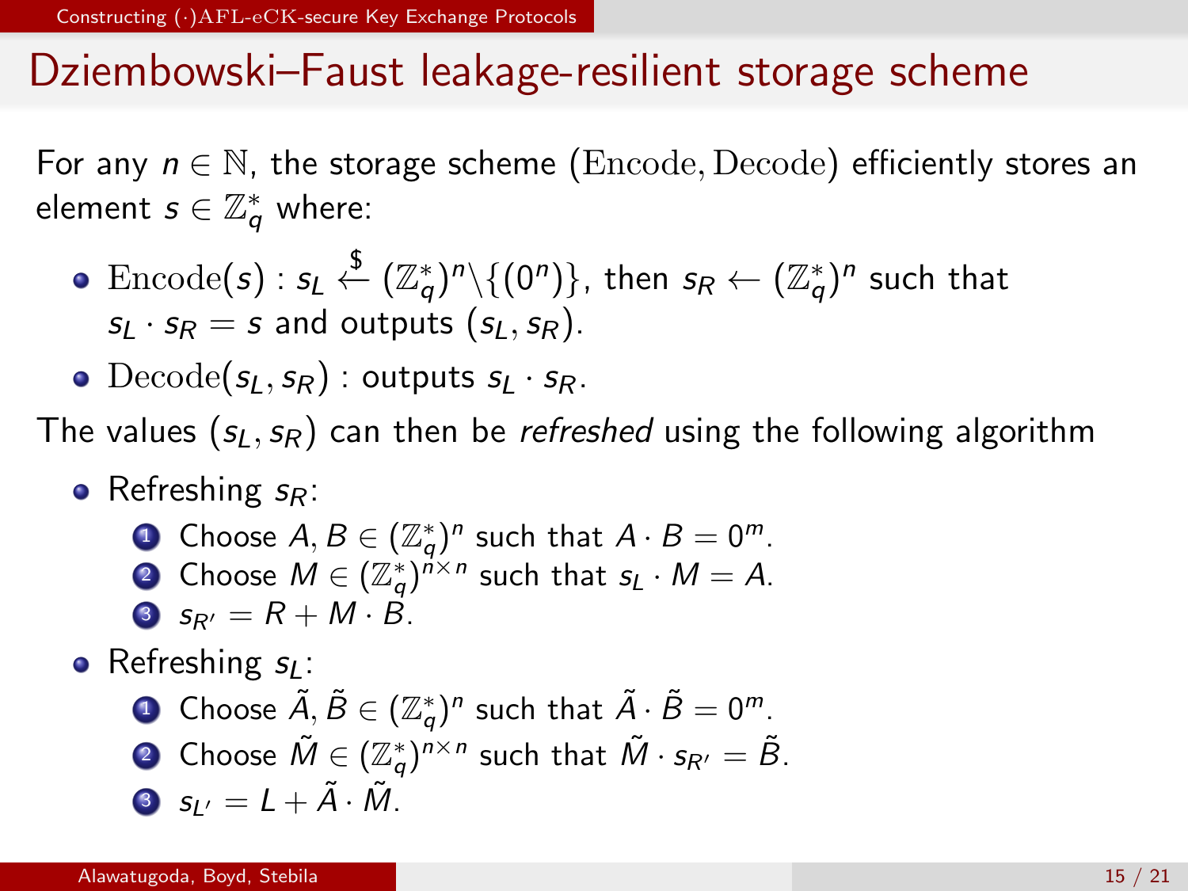# Dziembowski–Faust leakage-resilient storage scheme

For any $n \in \mathbb{N}$, the storage scheme $(\mathrm{Encode}, \mathrm{Decode})$ efficiently stores an element $s \in \mathbb{Z}_q^*$ where:

- $\mathrm{Encode}(s)$ : $s_L \xleftarrow{\$} (\mathbb{Z}_q^*)^n \backslash \{(0^n)\}$, then $s_R \leftarrow (\mathbb{Z}_q^*)^n$ such that $s_L \cdot s_R = s$ and outputs $(s_L, s_R)$.
- $\mathrm{Decode}(s_L, s_R)$ : outputs $s_L \cdot s_R$.

The values $(s_L, s_R)$ can then be *refreshed* using the following algorithm

- Refreshing $s_R$:
  1. Choose $A, B \in (\mathbb{Z}_q^*)^n$ such that $A \cdot B = 0^m$.
  2. Choose $M \in (\mathbb{Z}_q^*)^{n \times n}$ such that $s_L \cdot M = A$.
  3. $s_{R'} = R + M \cdot B$.
- Refreshing $s_L$:
  1. Choose $\tilde{A}, \tilde{B} \in (\mathbb{Z}_q^*)^n$ such that $\tilde{A} \cdot \tilde{B} = 0^m$.
  2. Choose $\tilde{M} \in (\mathbb{Z}_q^*)^{n \times n}$ such that $\tilde{M} \cdot s_{R'} = \tilde{B}$.
  3. $s_{L'} = L + \tilde{A} \cdot \tilde{M}$.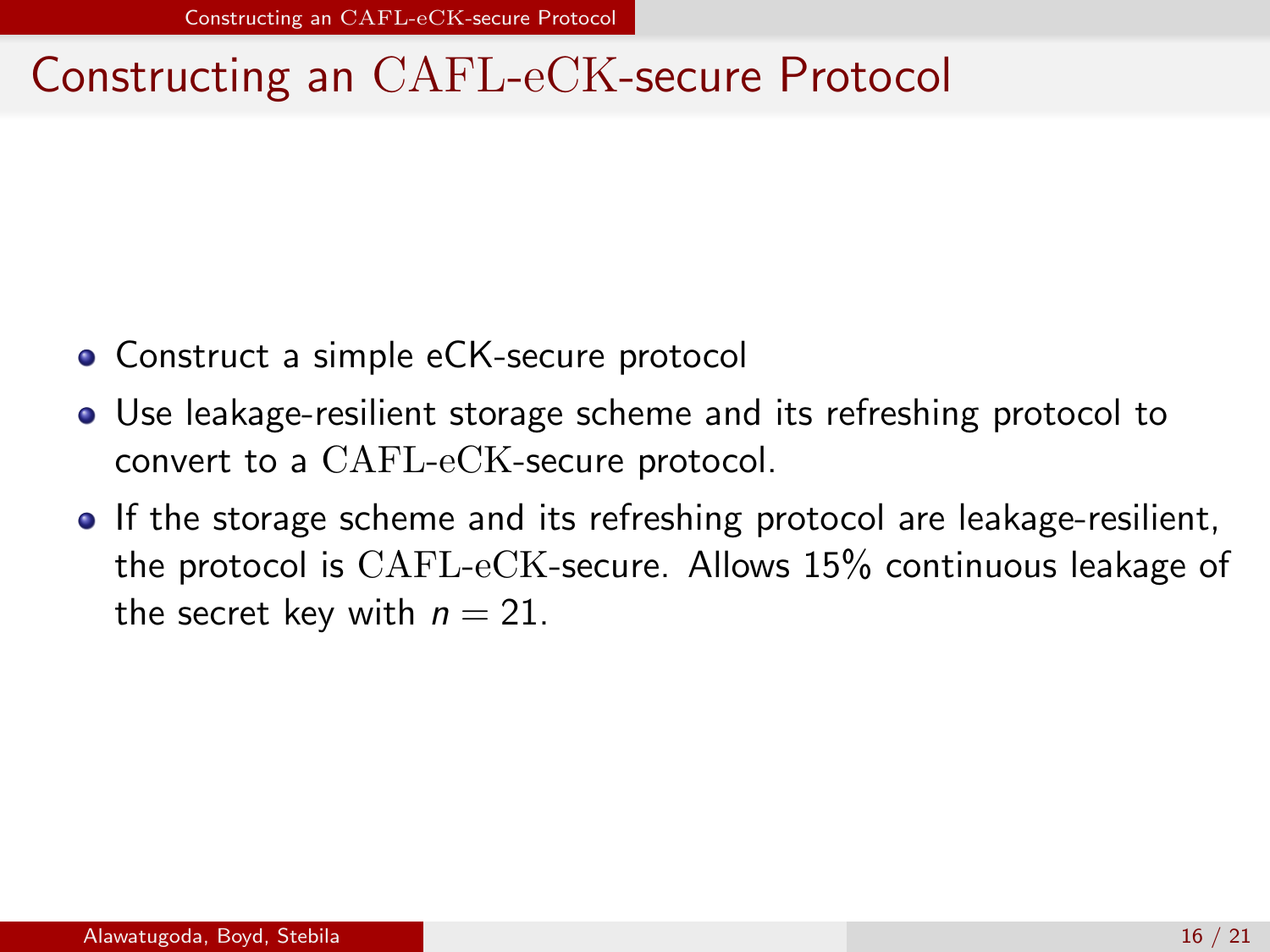# Constructing an $\mathrm{CAFL\text{-}eCK}$-secure Protocol

- Construct a simple eCK-secure protocol
- Use leakage-resilient storage scheme and its refreshing protocol to convert to a $\mathrm{CAFL\text{-}eCK}$-secure protocol.
- If the storage scheme and its refreshing protocol are leakage-resilient, the protocol is $\mathrm{CAFL\text{-}eCK}$-secure. Allows 15% continuous leakage of the secret key with $n = 21$.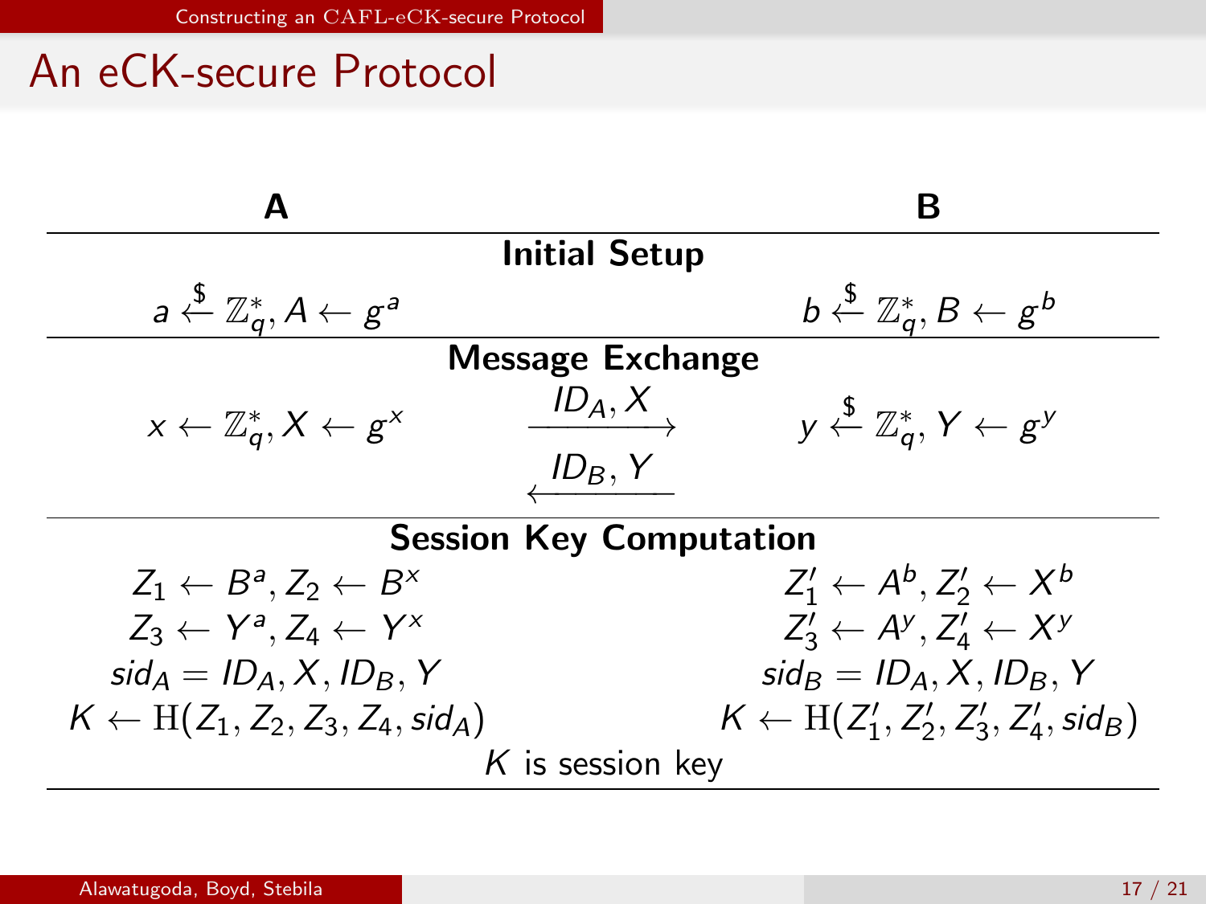# An eCK-secure Protocol

| **A** | | **B** |
|---|---|---|
| | **Initial Setup** | |
| $a \xleftarrow{\$} \mathbb{Z}_q^*, A \leftarrow g^a$ | | $b \xleftarrow{\$} \mathbb{Z}_q^*, B \leftarrow g^b$ |
| | **Message Exchange** | |
| $x \leftarrow \mathbb{Z}_q^*, X \leftarrow g^x$ | $\xrightarrow{ID_A, X}$ | $y \xleftarrow{\$} \mathbb{Z}_q^*, Y \leftarrow g^y$ |
| | $\xleftarrow{ID_B, Y}$ | |
| | **Session Key Computation** | |
| $Z_1 \leftarrow B^a, Z_2 \leftarrow B^x$ | | $Z'_1 \leftarrow A^b, Z'_2 \leftarrow X^b$ |
| $Z_3 \leftarrow Y^a, Z_4 \leftarrow Y^x$ | | $Z'_3 \leftarrow A^y, Z'_4 \leftarrow X^y$ |
| $sid_A = ID_A, X, ID_B, Y$ | | $sid_B = ID_A, X, ID_B, Y$ |
| $K \leftarrow \mathrm{H}(Z_1, Z_2, Z_3, Z_4, sid_A)$ | | $K \leftarrow \mathrm{H}(Z'_1, Z'_2, Z'_3, Z'_4, sid_B)$ |
| | $K$ is session key | |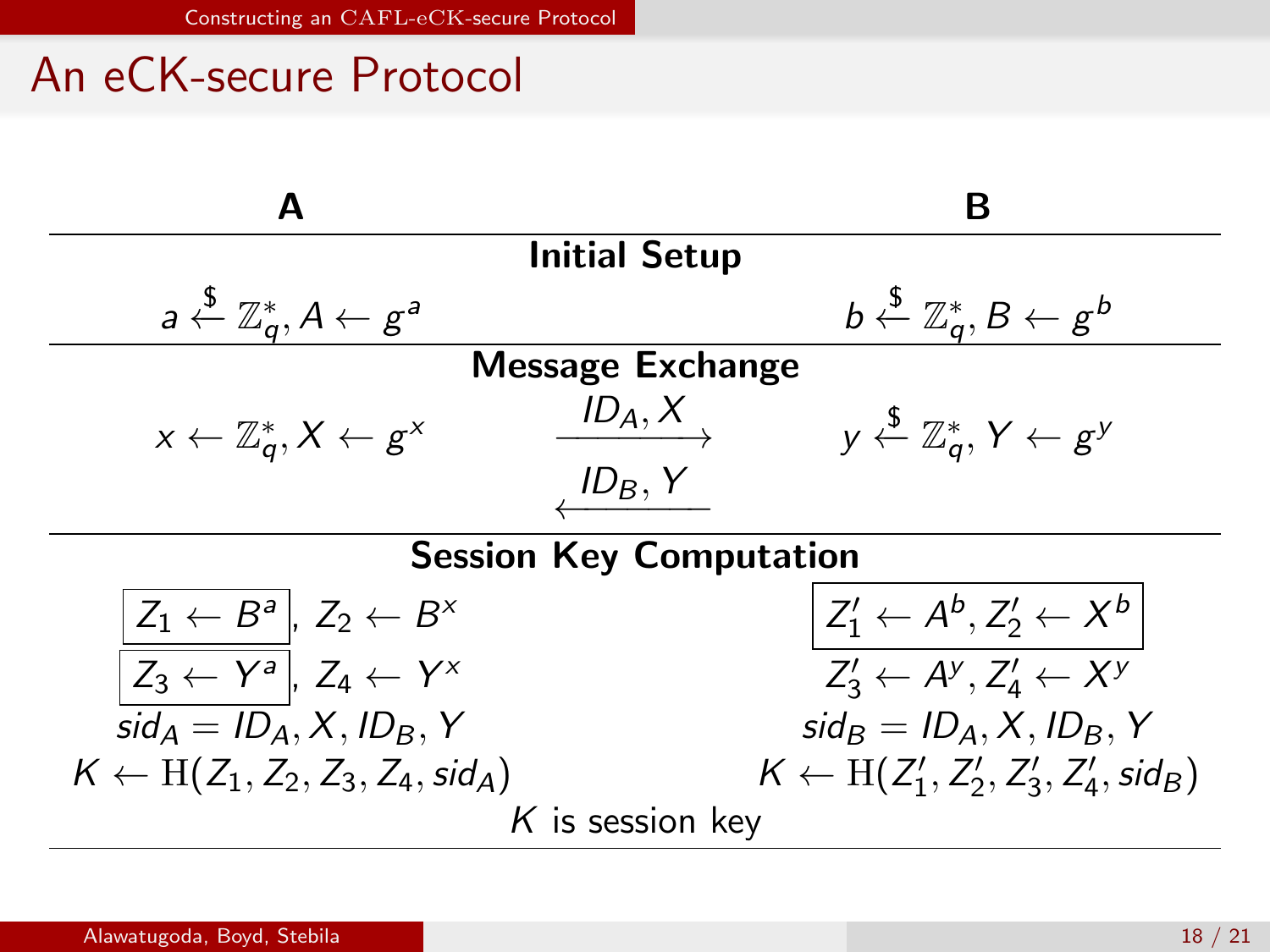## An eCK-secure Protocol

| A | | B |
|---|---|---|
| **Initial Setup** | | |
| $a \xleftarrow{\$} \mathbb{Z}_q^*, A \leftarrow g^a$ | | $b \xleftarrow{\$} \mathbb{Z}_q^*, B \leftarrow g^b$ |
| **Message Exchange** | | |
| $x \leftarrow \mathbb{Z}_q^*, X \leftarrow g^x$ | $\xrightarrow{ID_A, X}$ | $y \xleftarrow{\$} \mathbb{Z}_q^*, Y \leftarrow g^y$ |
| | $\xleftarrow{ID_B, Y}$ | |
| **Session Key Computation** | | |
| $\boxed{Z_1 \leftarrow B^a}, Z_2 \leftarrow B^x$ | | $\boxed{Z_1' \leftarrow A^b, Z_2' \leftarrow X^b}$ |
| $\boxed{Z_3 \leftarrow Y^a}, Z_4 \leftarrow Y^x$ | | $Z_3' \leftarrow A^y, Z_4' \leftarrow X^y$ |
| $sid_A = ID_A, X, ID_B, Y$ | | $sid_B = ID_A, X, ID_B, Y$ |
| $K \leftarrow \mathrm{H}(Z_1, Z_2, Z_3, Z_4, sid_A)$ | | $K \leftarrow \mathrm{H}(Z_1', Z_2', Z_3', Z_4', sid_B)$ |

$K$ is session key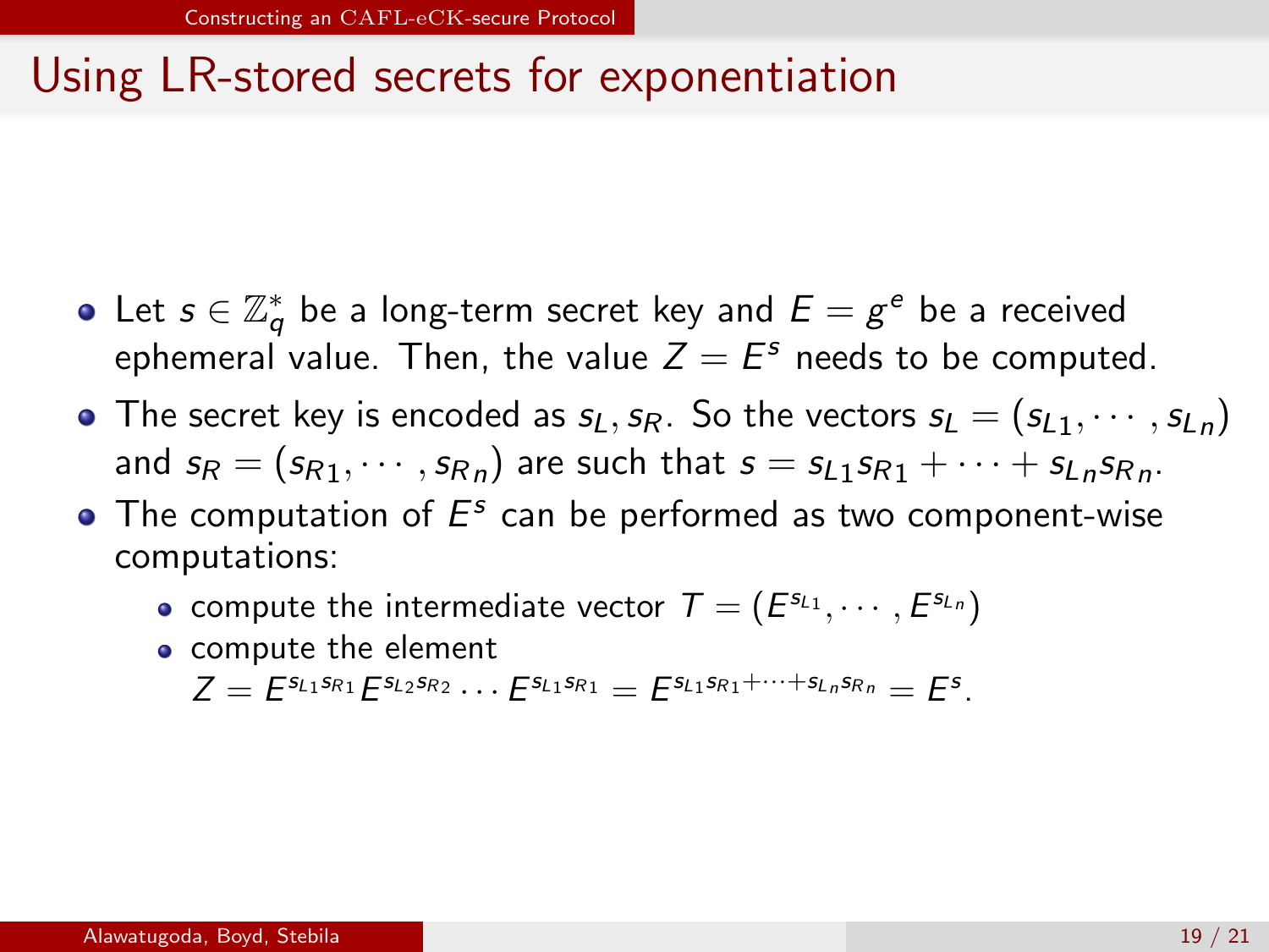# Using LR-stored secrets for exponentiation

- Let $s \in \mathbb{Z}_q^*$ be a long-term secret key and $E = g^e$ be a received ephemeral value. Then, the value $Z = E^s$ needs to be computed.
- The secret key is encoded as $s_L, s_R$. So the vectors $s_L = (s_{L1}, \cdots, s_{Ln})$ and $s_R = (s_{R1}, \cdots, s_{Rn})$ are such that $s = s_{L1}s_{R1} + \cdots + s_{Ln}s_{Rn}$.
- The computation of $E^s$ can be performed as two component-wise computations:
  - compute the intermediate vector $T = (E^{s_{L1}}, \cdots, E^{s_{Ln}})$
  - compute the element $Z = E^{s_{L1}s_{R1}} E^{s_{L2}s_{R2}} \cdots E^{s_{L1}s_{R1}} = E^{s_{L1}s_{R1} + \cdots + s_{Ln}s_{Rn}} = E^s$.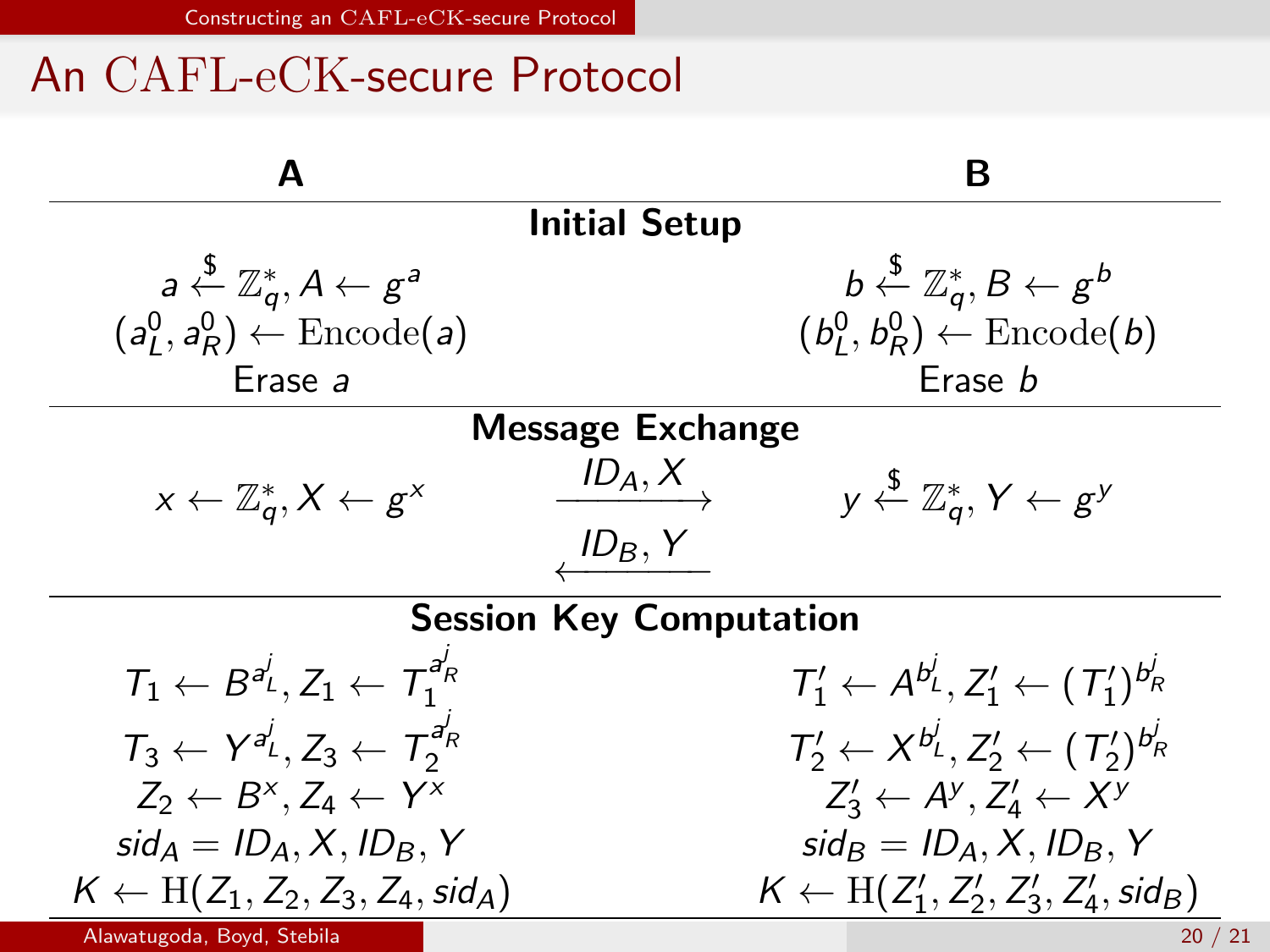## An CAFL-eCK-secure Protocol

| A | | B |
|---|---|---|
| **Initial Setup** | | |
| $a \xleftarrow{\$} \mathbb{Z}_q^*, A \leftarrow g^a$ | | $b \xleftarrow{\$} \mathbb{Z}_q^*, B \leftarrow g^b$ |
| $(a_L^0, a_R^0) \leftarrow \mathrm{Encode}(a)$ | | $(b_L^0, b_R^0) \leftarrow \mathrm{Encode}(b)$ |
| Erase $a$ | | Erase $b$ |
| **Message Exchange** | | |
| $x \leftarrow \mathbb{Z}_q^*, X \leftarrow g^x$ | $\xrightarrow{ID_A, X}$ | $y \xleftarrow{\$} \mathbb{Z}_q^*, Y \leftarrow g^y$ |
| | $\xleftarrow{ID_B, Y}$ | |
| **Session Key Computation** | | |
| $T_1 \leftarrow B^{a_L^j}, Z_1 \leftarrow T_1^{a_R^j}$ | | $T_1' \leftarrow A^{b_L^j}, Z_1' \leftarrow (T_1')^{b_R^j}$ |
| $T_3 \leftarrow Y^{a_L^j}, Z_3 \leftarrow T_2^{a_R^j}$ | | $T_2' \leftarrow X^{b_L^j}, Z_2' \leftarrow (T_2')^{b_R^j}$ |
| $Z_2 \leftarrow B^x, Z_4 \leftarrow Y^x$ | | $Z_3' \leftarrow A^y, Z_4' \leftarrow X^y$ |
| $sid_A = ID_A, X, ID_B, Y$ | | $sid_B = ID_A, X, ID_B, Y$ |
| $K \leftarrow \mathrm{H}(Z_1, Z_2, Z_3, Z_4, sid_A)$ | | $K \leftarrow \mathrm{H}(Z_1', Z_2', Z_3', Z_4', sid_B)$ |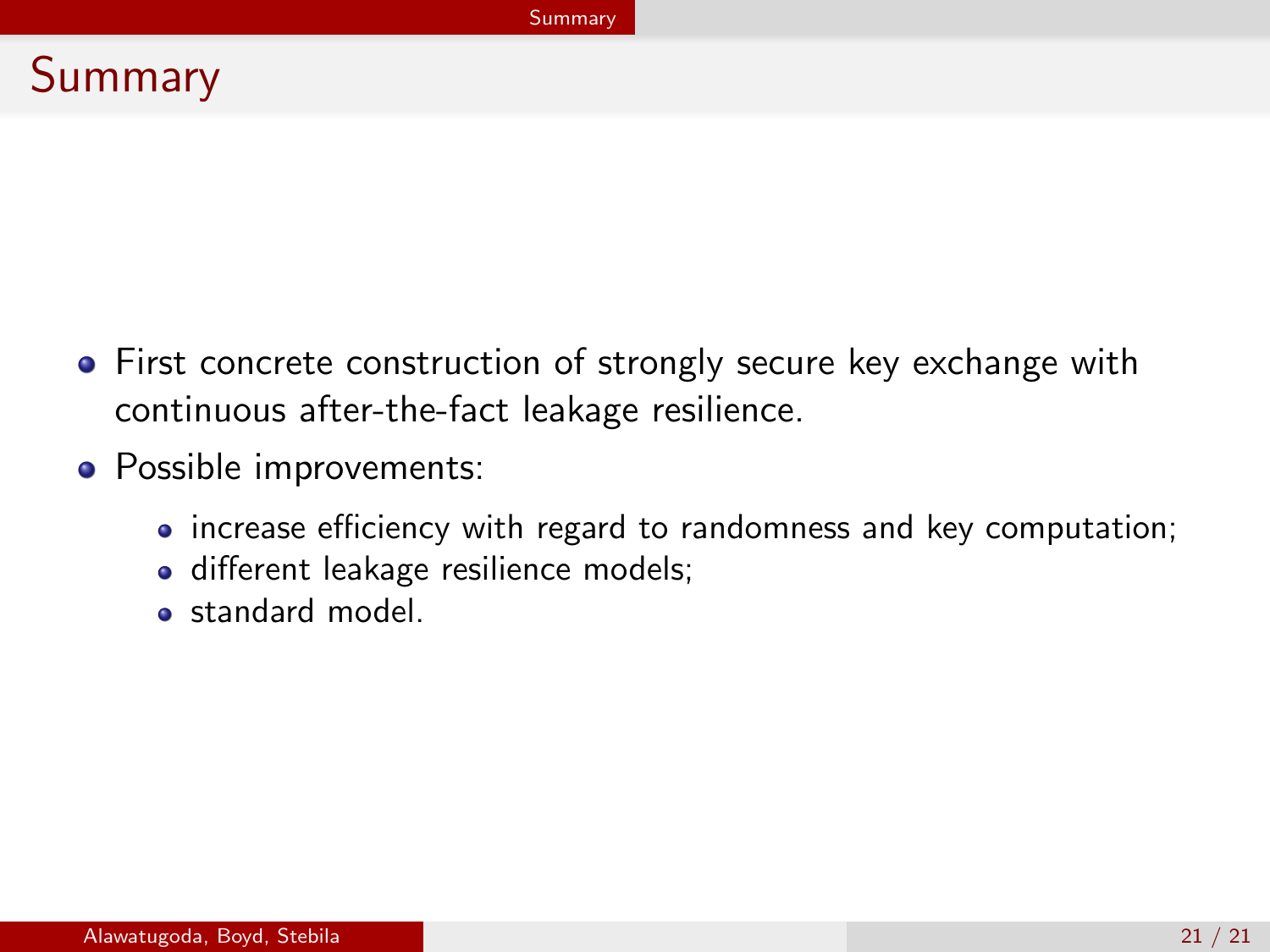# Summary

- First concrete construction of strongly secure key exchange with continuous after-the-fact leakage resilience.
- Possible improvements:
  - increase efficiency with regard to randomness and key computation;
  - different leakage resilience models;
  - standard model.